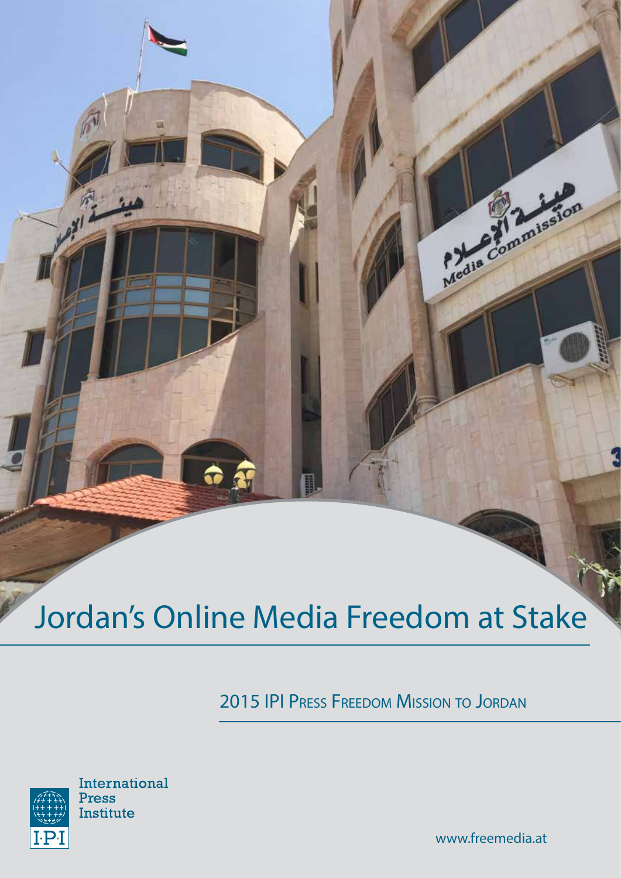# Jordan's Online Media Freedom at Stake

2015 IPI Press Freedom Mission to Jordan

International Press Institute

www.freemedia.at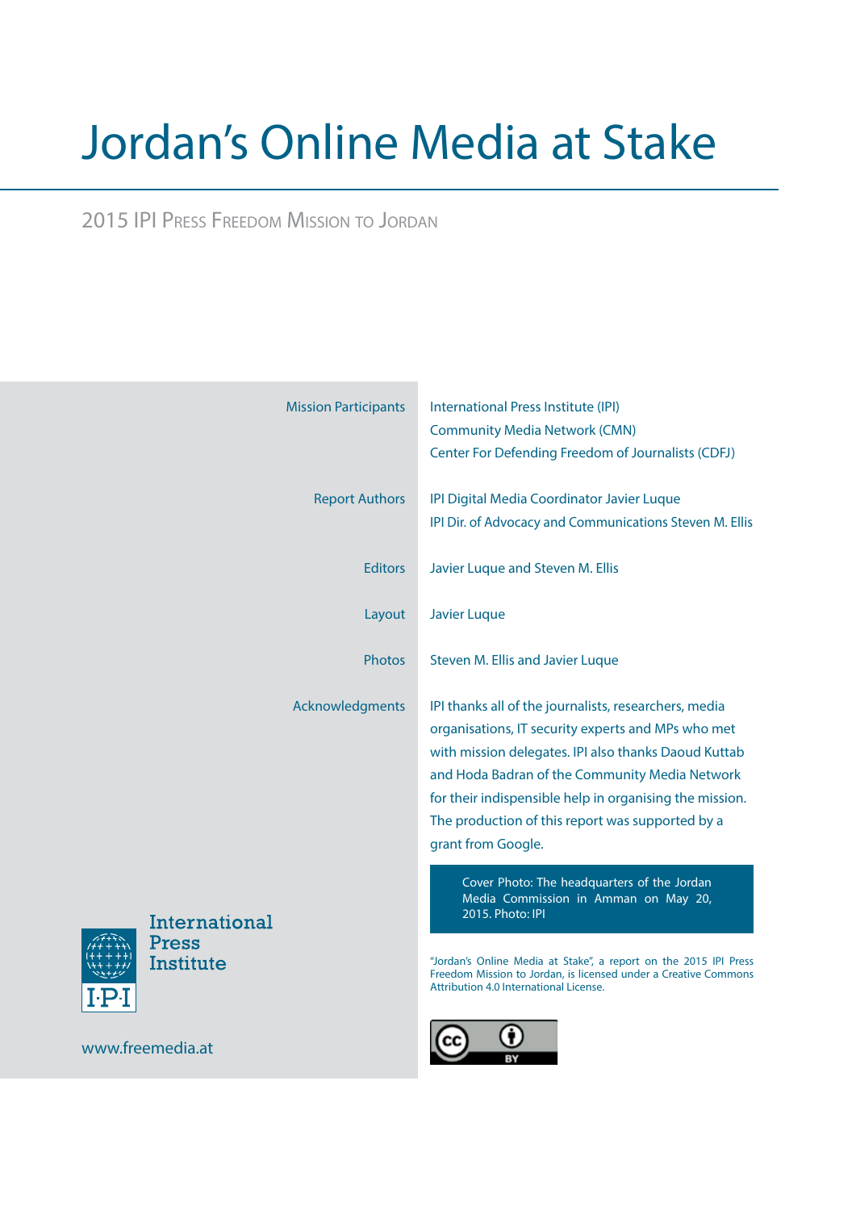# Jordan's Online Media at Stake

2015 IPI Press Freedom Mission to Jordan

| | |
|---|---|
| Mission Participants | International Press Institute (IPI)<br>Community Media Network (CMN)<br>Center For Defending Freedom of Journalists (CDFJ) |
| Report Authors | IPI Digital Media Coordinator Javier Luque<br>IPI Dir. of Advocacy and Communications Steven M. Ellis |
| Editors | Javier Luque and Steven M. Ellis |
| Layout | Javier Luque |
| Photos | Steven M. Ellis and Javier Luque |
| Acknowledgments | IPI thanks all of the journalists, researchers, media organisations, IT security experts and MPs who met with mission delegates. IPI also thanks Daoud Kuttab and Hoda Badran of the Community Media Network for their indispensible help in organising the mission. The production of this report was supported by a grant from Google. |

Cover Photo: The headquarters of the Jordan Media Commission in Amman on May 20, 2015. Photo: IPI

International Press Institute

www.freemedia.at

"Jordan's Online Media at Stake", a report on the 2015 IPI Press Freedom Mission to Jordan, is licensed under a Creative Commons Attribution 4.0 International License.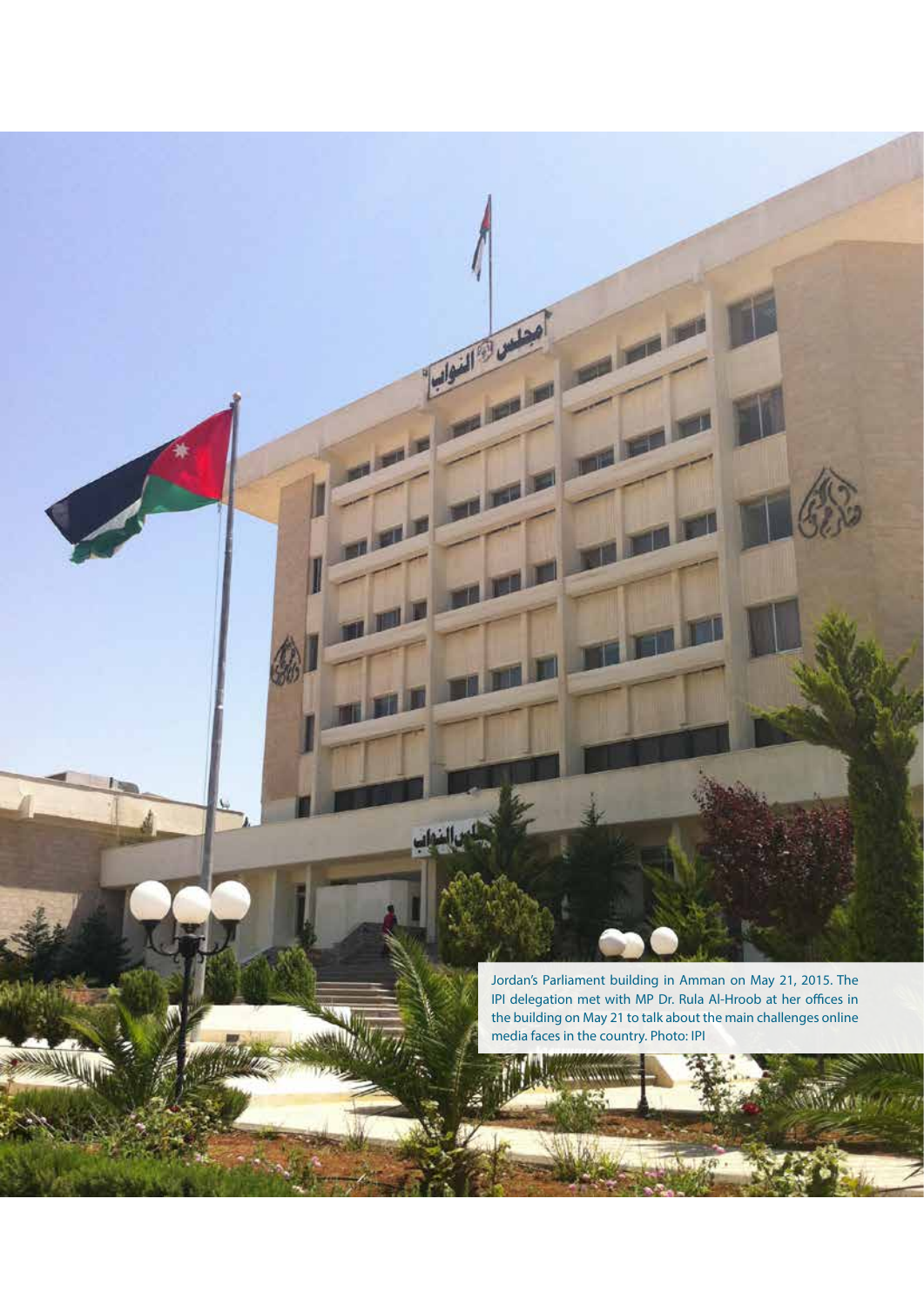Jordan's Parliament building in Amman on May 21, 2015. The IPI delegation met with MP Dr. Rula Al-Hroob at her offices in the building on May 21 to talk about the main challenges online media faces in the country. Photo: IPI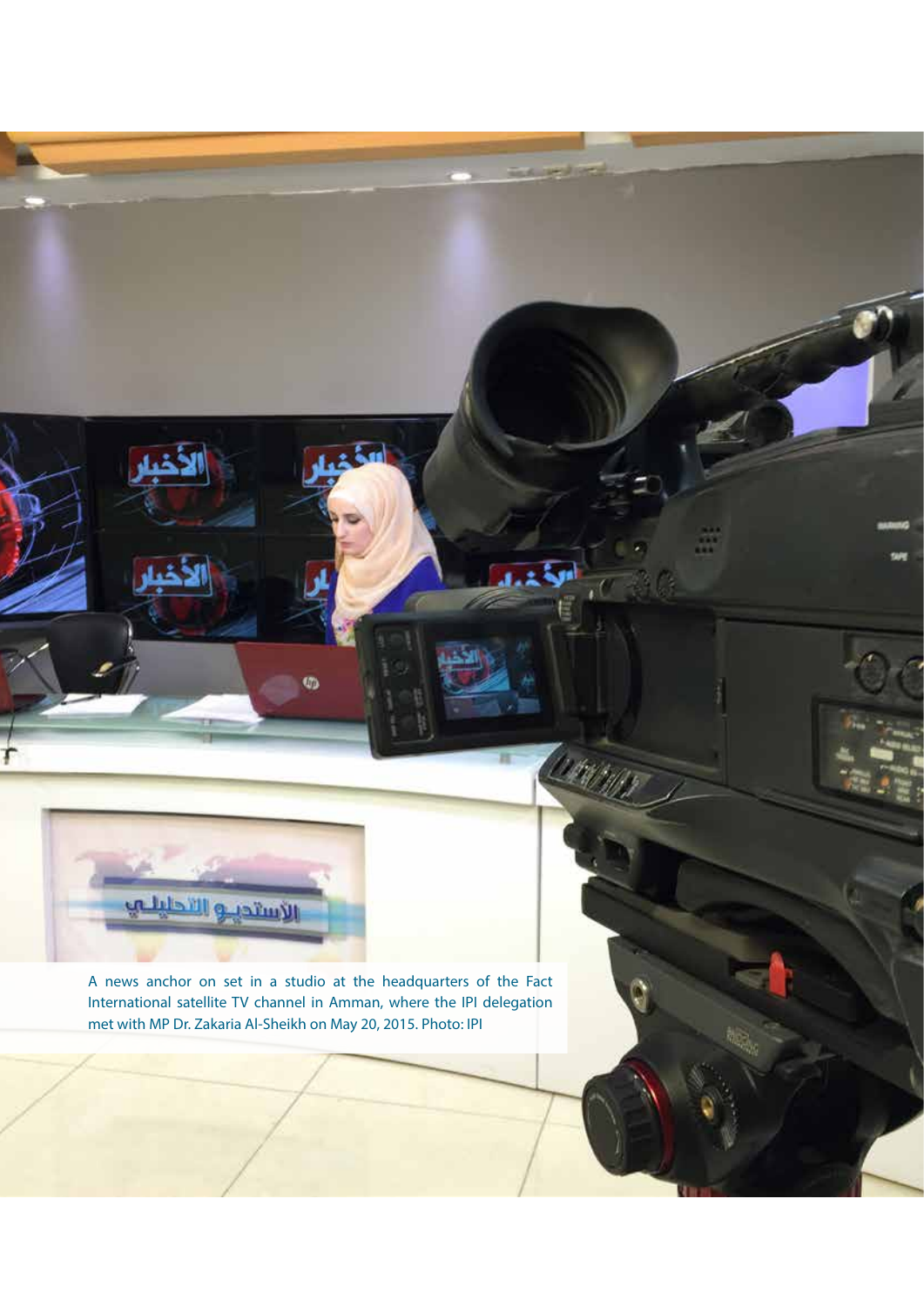A news anchor on set in a studio at the headquarters of the Fact International satellite TV channel in Amman, where the IPI delegation met with MP Dr. Zakaria Al-Sheikh on May 20, 2015. Photo: IPI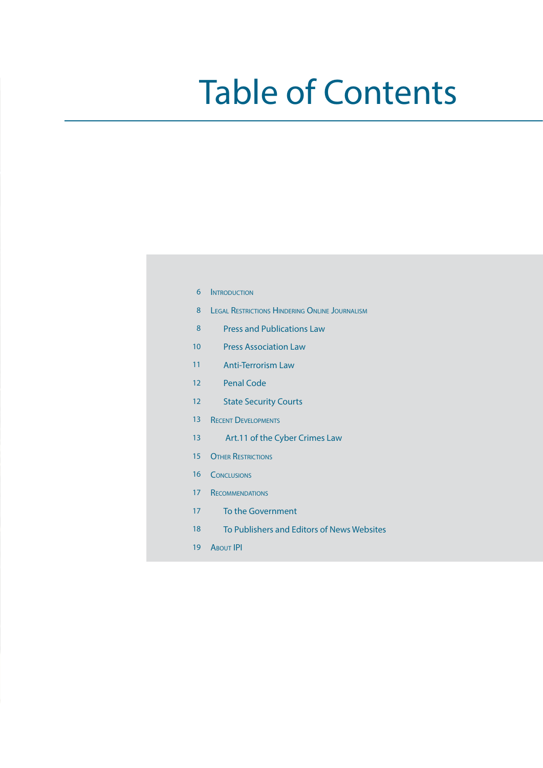# Table of Contents

6 Introduction

8 Legal Restrictions Hindering Online Journalism

8 Press and Publications Law

10 Press Association Law

11 Anti-Terrorism Law

12 Penal Code

12 State Security Courts

13 Recent Developments

13 Art.11 of the Cyber Crimes Law

15 Other Restrictions

16 Conclusions

17 Recommendations

17 To the Government

18 To Publishers and Editors of News Websites

19 About IPI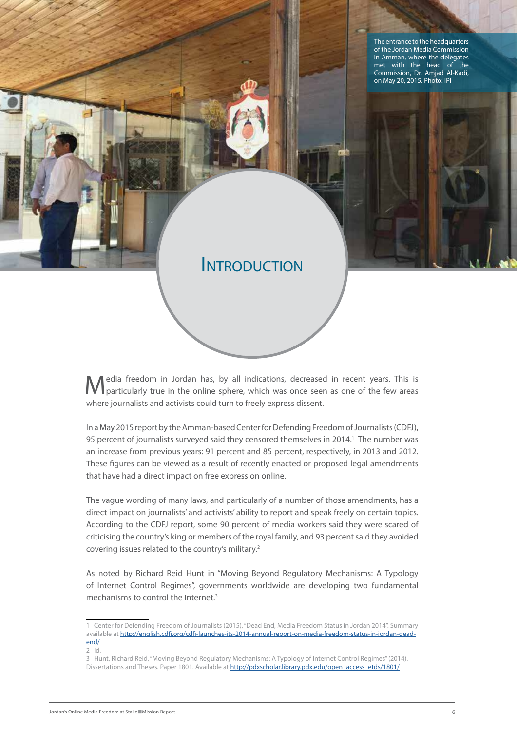The entrance to the headquarters of the Jordan Media Commission in Amman, where the delegates met with the head of the Commission, Dr. Amjad Al-Kadi, on May 20, 2015. Photo: IPI

# Introduction

Media freedom in Jordan has, by all indications, decreased in recent years. This is particularly true in the online sphere, which was once seen as one of the few areas where journalists and activists could turn to freely express dissent.

In a May 2015 report by the Amman-based Center for Defending Freedom of Journalists (CDFJ), 95 percent of journalists surveyed said they censored themselves in 2014.[1] The number was an increase from previous years: 91 percent and 85 percent, respectively, in 2013 and 2012. These figures can be viewed as a result of recently enacted or proposed legal amendments that have had a direct impact on free expression online.

The vague wording of many laws, and particularly of a number of those amendments, has a direct impact on journalists' and activists' ability to report and speak freely on certain topics. According to the CDFJ report, some 90 percent of media workers said they were scared of criticising the country's king or members of the royal family, and 93 percent said they avoided covering issues related to the country's military.[2]

As noted by Richard Reid Hunt in "Moving Beyond Regulatory Mechanisms: A Typology of Internet Control Regimes", governments worldwide are developing two fundamental mechanisms to control the Internet.[3]

---

1 Center for Defending Freedom of Journalists (2015), "Dead End, Media Freedom Status in Jordan 2014". Summary available at http://english.cdfj.org/cdfj-launches-its-2014-annual-report-on-media-freedom-status-in-jordan-dead-end/

2 Id.

3 Hunt, Richard Reid, "Moving Beyond Regulatory Mechanisms: A Typology of Internet Control Regimes" (2014). Dissertations and Theses. Paper 1801. Available at http://pdxscholar.library.pdx.edu/open_access_etds/1801/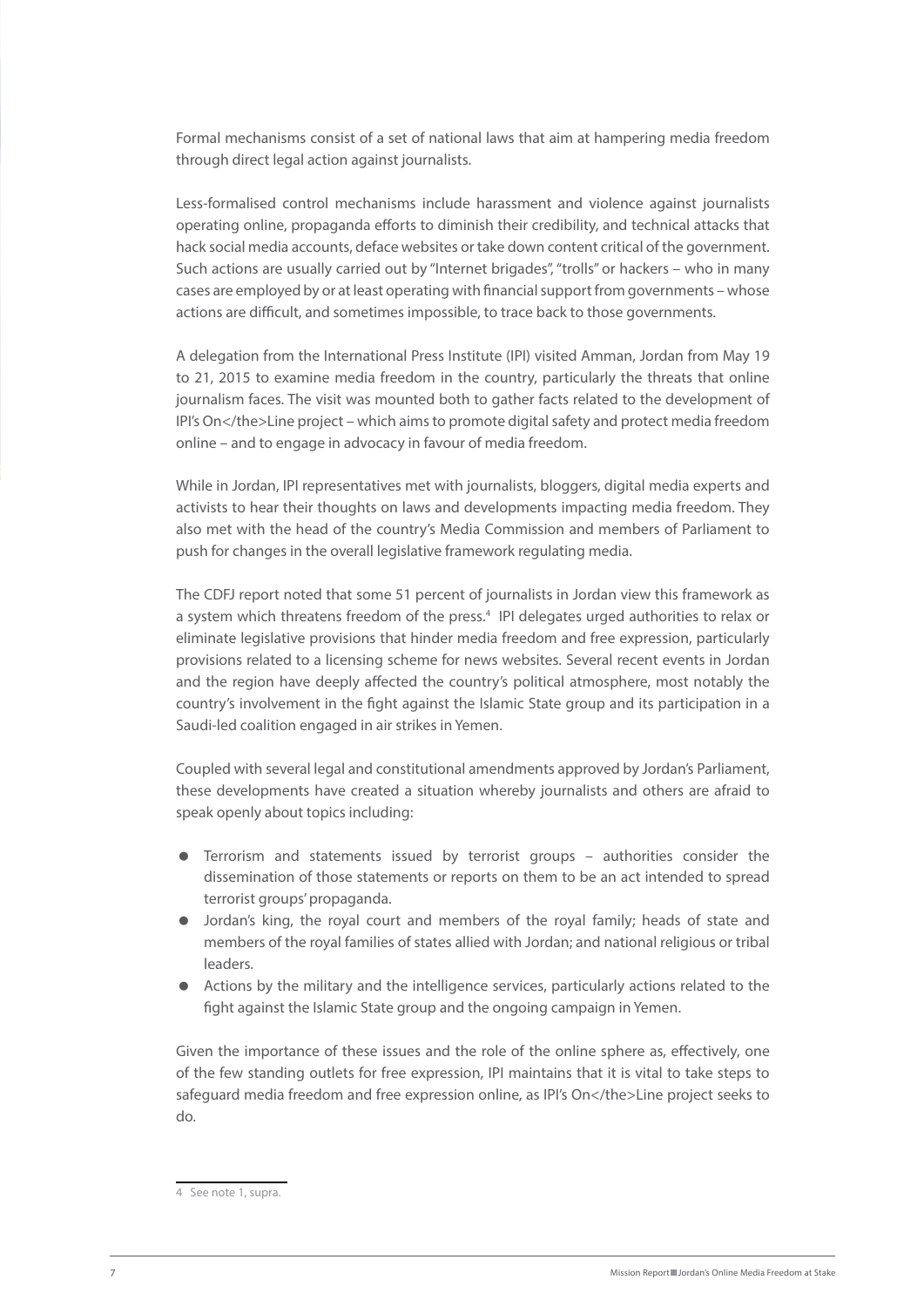Formal mechanisms consist of a set of national laws that aim at hampering media freedom through direct legal action against journalists.

Less-formalised control mechanisms include harassment and violence against journalists operating online, propaganda efforts to diminish their credibility, and technical attacks that hack social media accounts, deface websites or take down content critical of the government. Such actions are usually carried out by "Internet brigades", "trolls" or hackers – who in many cases are employed by or at least operating with financial support from governments – whose actions are difficult, and sometimes impossible, to trace back to those governments.

A delegation from the International Press Institute (IPI) visited Amman, Jordan from May 19 to 21, 2015 to examine media freedom in the country, particularly the threats that online journalism faces. The visit was mounted both to gather facts related to the development of IPI's On</the>Line project – which aims to promote digital safety and protect media freedom online – and to engage in advocacy in favour of media freedom.

While in Jordan, IPI representatives met with journalists, bloggers, digital media experts and activists to hear their thoughts on laws and developments impacting media freedom. They also met with the head of the country's Media Commission and members of Parliament to push for changes in the overall legislative framework regulating media.

The CDFJ report noted that some 51 percent of journalists in Jordan view this framework as a system which threatens freedom of the press.[4] IPI delegates urged authorities to relax or eliminate legislative provisions that hinder media freedom and free expression, particularly provisions related to a licensing scheme for news websites. Several recent events in Jordan and the region have deeply affected the country's political atmosphere, most notably the country's involvement in the fight against the Islamic State group and its participation in a Saudi-led coalition engaged in air strikes in Yemen.

Coupled with several legal and constitutional amendments approved by Jordan's Parliament, these developments have created a situation whereby journalists and others are afraid to speak openly about topics including:

- Terrorism and statements issued by terrorist groups – authorities consider the dissemination of those statements or reports on them to be an act intended to spread terrorist groups' propaganda.
- Jordan's king, the royal court and members of the royal family; heads of state and members of the royal families of states allied with Jordan; and national religious or tribal leaders.
- Actions by the military and the intelligence services, particularly actions related to the fight against the Islamic State group and the ongoing campaign in Yemen.

Given the importance of these issues and the role of the online sphere as, effectively, one of the few standing outlets for free expression, IPI maintains that it is vital to take steps to safeguard media freedom and free expression online, as IPI's On</the>Line project seeks to do.

---

4 See note 1, supra.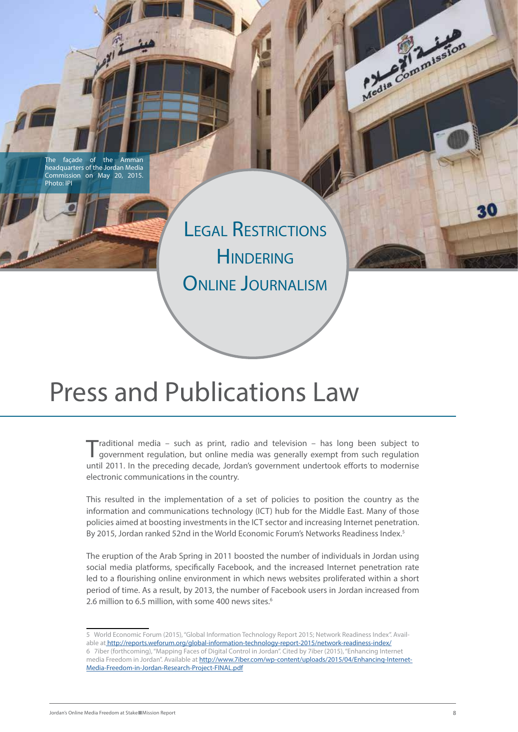The façade of the Amman headquarters of the Jordan Media Commission on May 20, 2015. Photo: IPI

# Legal Restrictions Hindering Online Journalism

## Press and Publications Law

Traditional media – such as print, radio and television – has long been subject to government regulation, but online media was generally exempt from such regulation until 2011. In the preceding decade, Jordan's government undertook efforts to modernise electronic communications in the country.

This resulted in the implementation of a set of policies to position the country as the information and communications technology (ICT) hub for the Middle East. Many of those policies aimed at boosting investments in the ICT sector and increasing Internet penetration. By 2015, Jordan ranked 52nd in the World Economic Forum's Networks Readiness Index.[5]

The eruption of the Arab Spring in 2011 boosted the number of individuals in Jordan using social media platforms, specifically Facebook, and the increased Internet penetration rate led to a flourishing online environment in which news websites proliferated within a short period of time. As a result, by 2013, the number of Facebook users in Jordan increased from 2.6 million to 6.5 million, with some 400 news sites.[6]

---

5 World Economic Forum (2015), "Global Information Technology Report 2015; Network Readiness Index". Available at http://reports.weforum.org/global-information-technology-report-2015/network-readiness-index/

6 7iber (forthcoming), "Mapping Faces of Digital Control in Jordan". Cited by 7iber (2015), "Enhancing Internet media Freedom in Jordan". Available at http://www.7iber.com/wp-content/uploads/2015/04/Enhancing-Internet-Media-Freedom-in-Jordan-Research-Project-FINAL.pdf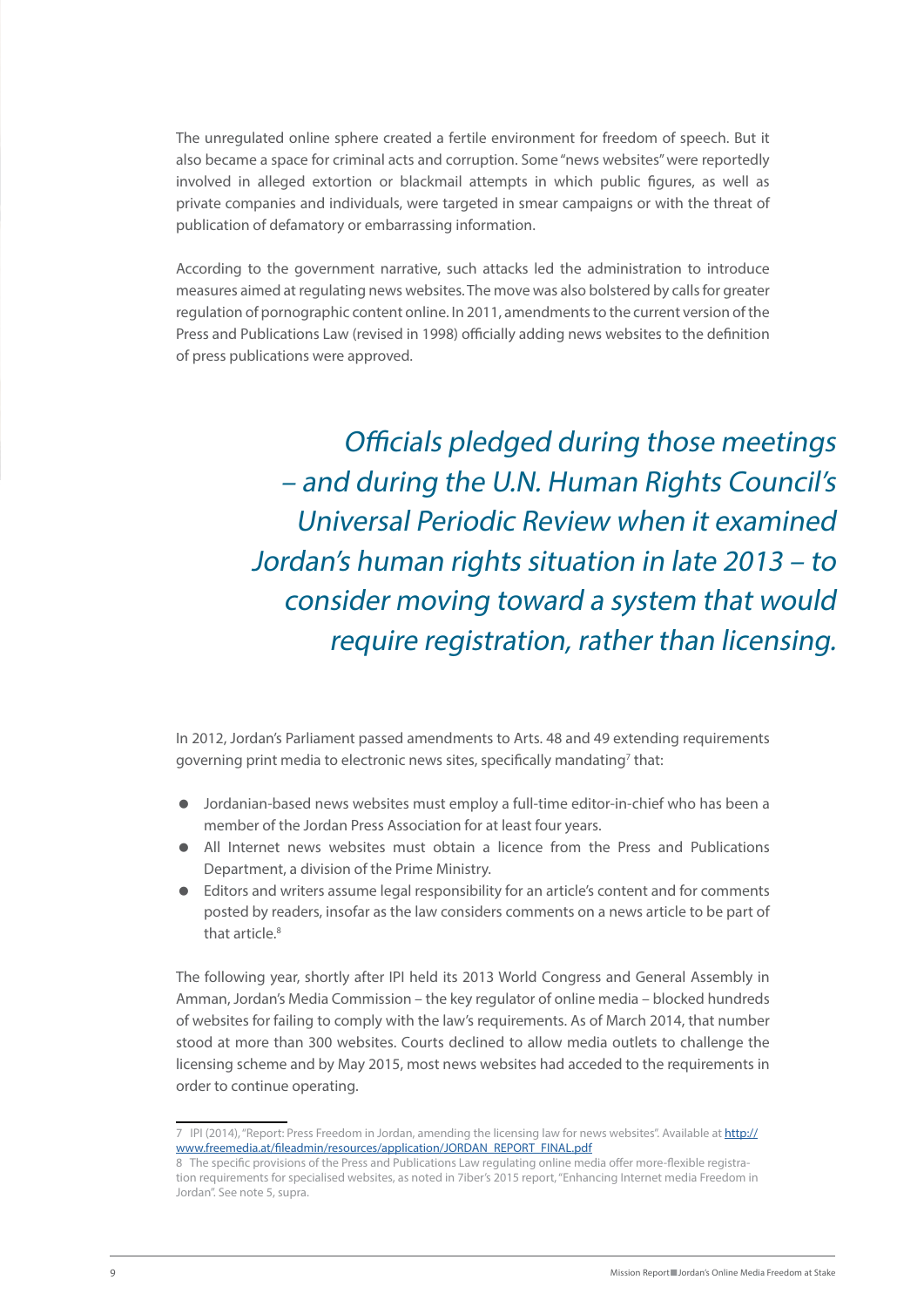The unregulated online sphere created a fertile environment for freedom of speech. But it also became a space for criminal acts and corruption. Some "news websites" were reportedly involved in alleged extortion or blackmail attempts in which public figures, as well as private companies and individuals, were targeted in smear campaigns or with the threat of publication of defamatory or embarrassing information.

According to the government narrative, such attacks led the administration to introduce measures aimed at regulating news websites. The move was also bolstered by calls for greater regulation of pornographic content online. In 2011, amendments to the current version of the Press and Publications Law (revised in 1998) officially adding news websites to the definition of press publications were approved.

*Officials pledged during those meetings – and during the U.N. Human Rights Council's Universal Periodic Review when it examined Jordan's human rights situation in late 2013 – to consider moving toward a system that would require registration, rather than licensing.*

In 2012, Jordan's Parliament passed amendments to Arts. 48 and 49 extending requirements governing print media to electronic news sites, specifically mandating[7] that:

- Jordanian-based news websites must employ a full-time editor-in-chief who has been a member of the Jordan Press Association for at least four years.
- All Internet news websites must obtain a licence from the Press and Publications Department, a division of the Prime Ministry.
- Editors and writers assume legal responsibility for an article's content and for comments posted by readers, insofar as the law considers comments on a news article to be part of that article.[8]

The following year, shortly after IPI held its 2013 World Congress and General Assembly in Amman, Jordan's Media Commission – the key regulator of online media – blocked hundreds of websites for failing to comply with the law's requirements. As of March 2014, that number stood at more than 300 websites. Courts declined to allow media outlets to challenge the licensing scheme and by May 2015, most news websites had acceded to the requirements in order to continue operating.

---

7 IPI (2014), "Report: Press Freedom in Jordan, amending the licensing law for news websites". Available at http://www.freemedia.at/fileadmin/resources/application/JORDAN_REPORT_FINAL.pdf

8 The specific provisions of the Press and Publications Law regulating online media offer more-flexible registration requirements for specialised websites, as noted in 7iber's 2015 report, "Enhancing Internet media Freedom in Jordan". See note 5, supra.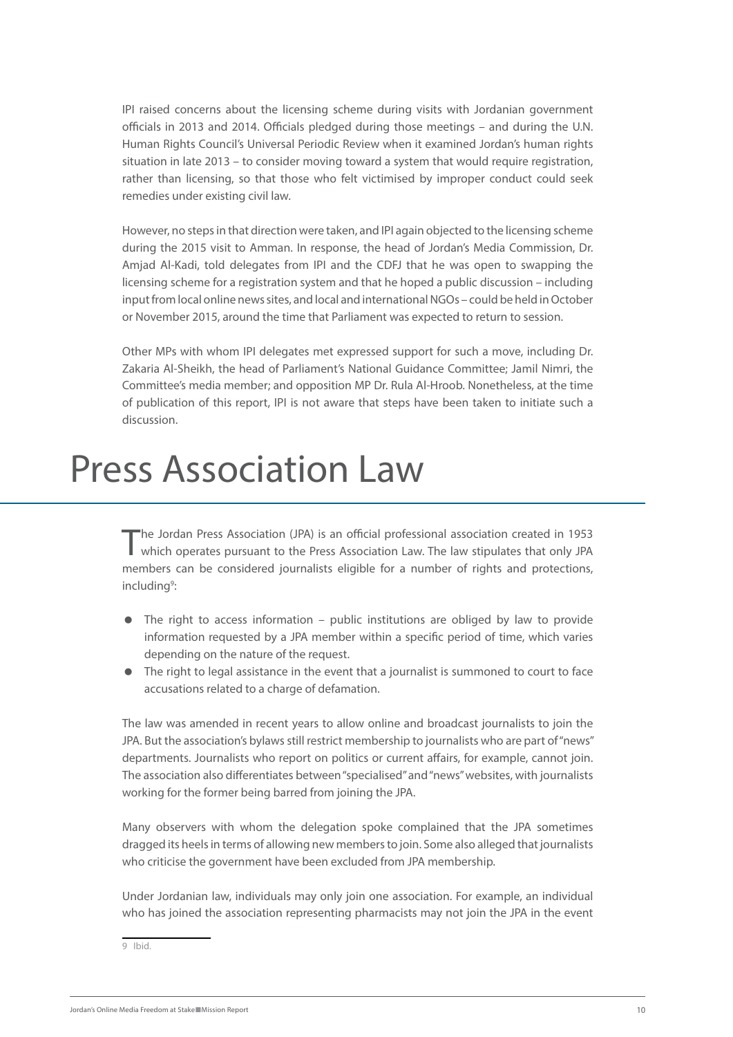IPI raised concerns about the licensing scheme during visits with Jordanian government officials in 2013 and 2014. Officials pledged during those meetings – and during the U.N. Human Rights Council's Universal Periodic Review when it examined Jordan's human rights situation in late 2013 – to consider moving toward a system that would require registration, rather than licensing, so that those who felt victimised by improper conduct could seek remedies under existing civil law.

However, no steps in that direction were taken, and IPI again objected to the licensing scheme during the 2015 visit to Amman. In response, the head of Jordan's Media Commission, Dr. Amjad Al-Kadi, told delegates from IPI and the CDFJ that he was open to swapping the licensing scheme for a registration system and that he hoped a public discussion – including input from local online news sites, and local and international NGOs – could be held in October or November 2015, around the time that Parliament was expected to return to session.

Other MPs with whom IPI delegates met expressed support for such a move, including Dr. Zakaria Al-Sheikh, the head of Parliament's National Guidance Committee; Jamil Nimri, the Committee's media member; and opposition MP Dr. Rula Al-Hroob. Nonetheless, at the time of publication of this report, IPI is not aware that steps have been taken to initiate such a discussion.

# Press Association Law

The Jordan Press Association (JPA) is an official professional association created in 1953 which operates pursuant to the Press Association Law. The law stipulates that only JPA members can be considered journalists eligible for a number of rights and protections, including[9]:

- The right to access information – public institutions are obliged by law to provide information requested by a JPA member within a specific period of time, which varies depending on the nature of the request.
- The right to legal assistance in the event that a journalist is summoned to court to face accusations related to a charge of defamation.

The law was amended in recent years to allow online and broadcast journalists to join the JPA. But the association's bylaws still restrict membership to journalists who are part of "news" departments. Journalists who report on politics or current affairs, for example, cannot join. The association also differentiates between "specialised" and "news" websites, with journalists working for the former being barred from joining the JPA.

Many observers with whom the delegation spoke complained that the JPA sometimes dragged its heels in terms of allowing new members to join. Some also alleged that journalists who criticise the government have been excluded from JPA membership.

Under Jordanian law, individuals may only join one association. For example, an individual who has joined the association representing pharmacists may not join the JPA in the event

9 Ibid.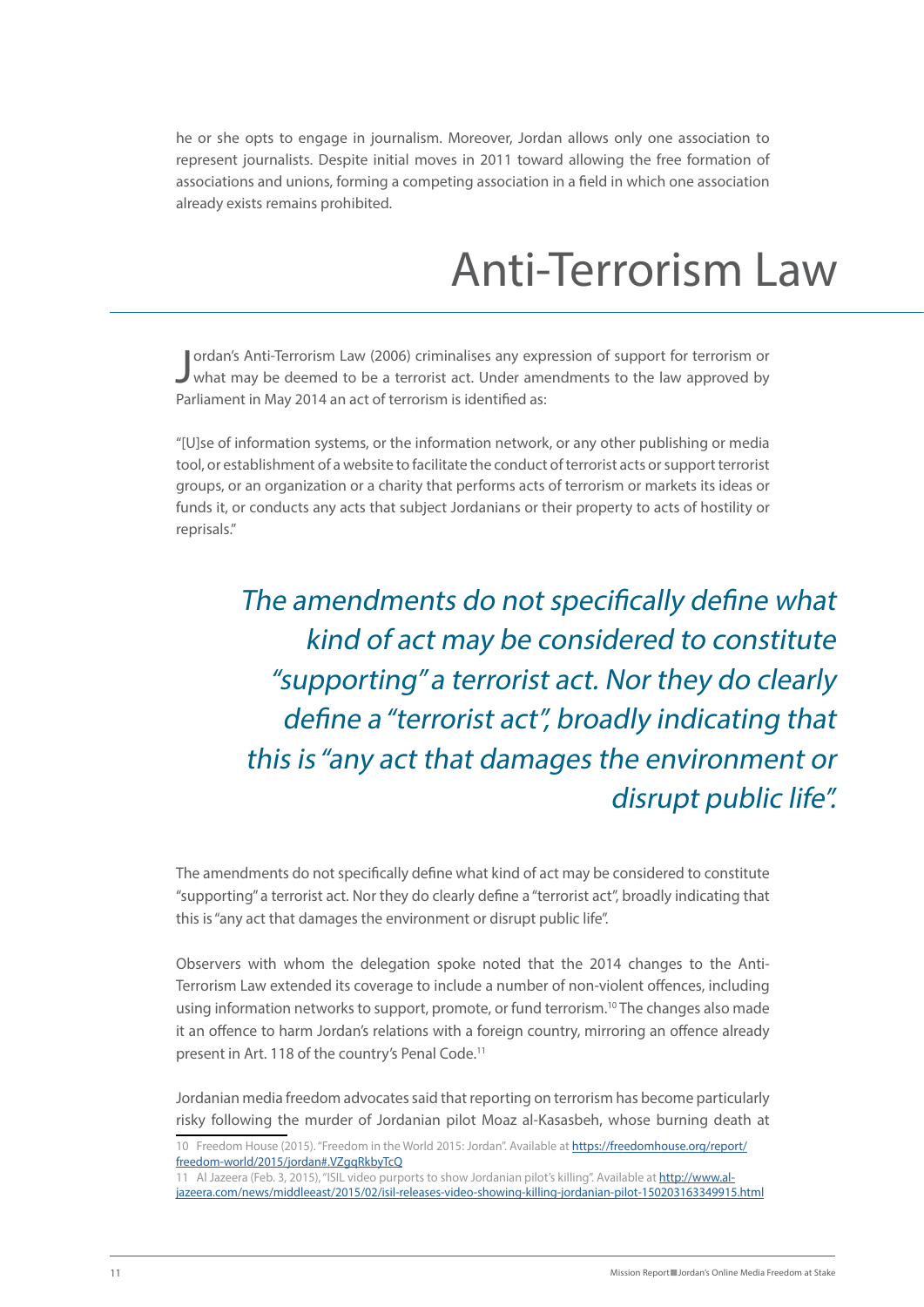he or she opts to engage in journalism. Moreover, Jordan allows only one association to represent journalists. Despite initial moves in 2011 toward allowing the free formation of associations and unions, forming a competing association in a field in which one association already exists remains prohibited.

# Anti-Terrorism Law

Jordan's Anti-Terrorism Law (2006) criminalises any expression of support for terrorism or what may be deemed to be a terrorist act. Under amendments to the law approved by Parliament in May 2014 an act of terrorism is identified as:

"[U]se of information systems, or the information network, or any other publishing or media tool, or establishment of a website to facilitate the conduct of terrorist acts or support terrorist groups, or an organization or a charity that performs acts of terrorism or markets its ideas or funds it, or conducts any acts that subject Jordanians or their property to acts of hostility or reprisals."

> *The amendments do not specifically define what kind of act may be considered to constitute "supporting" a terrorist act. Nor they do clearly define a "terrorist act", broadly indicating that this is "any act that damages the environment or disrupt public life".*

The amendments do not specifically define what kind of act may be considered to constitute "supporting" a terrorist act. Nor they do clearly define a "terrorist act", broadly indicating that this is "any act that damages the environment or disrupt public life".

Observers with whom the delegation spoke noted that the 2014 changes to the Anti-Terrorism Law extended its coverage to include a number of non-violent offences, including using information networks to support, promote, or fund terrorism.[10] The changes also made it an offence to harm Jordan's relations with a foreign country, mirroring an offence already present in Art. 118 of the country's Penal Code.[11]

Jordanian media freedom advocates said that reporting on terrorism has become particularly risky following the murder of Jordanian pilot Moaz al-Kasasbeh, whose burning death at

---

10 Freedom House (2015). "Freedom in the World 2015: Jordan". Available at https://freedomhouse.org/report/freedom-world/2015/jordan#.VZgqRkbyTcQ

11 Al Jazeera (Feb. 3, 2015), "ISIL video purports to show Jordanian pilot's killing". Available at http://www.aljazeera.com/news/middleeast/2015/02/isil-releases-video-showing-killing-jordanian-pilot-150203163349915.html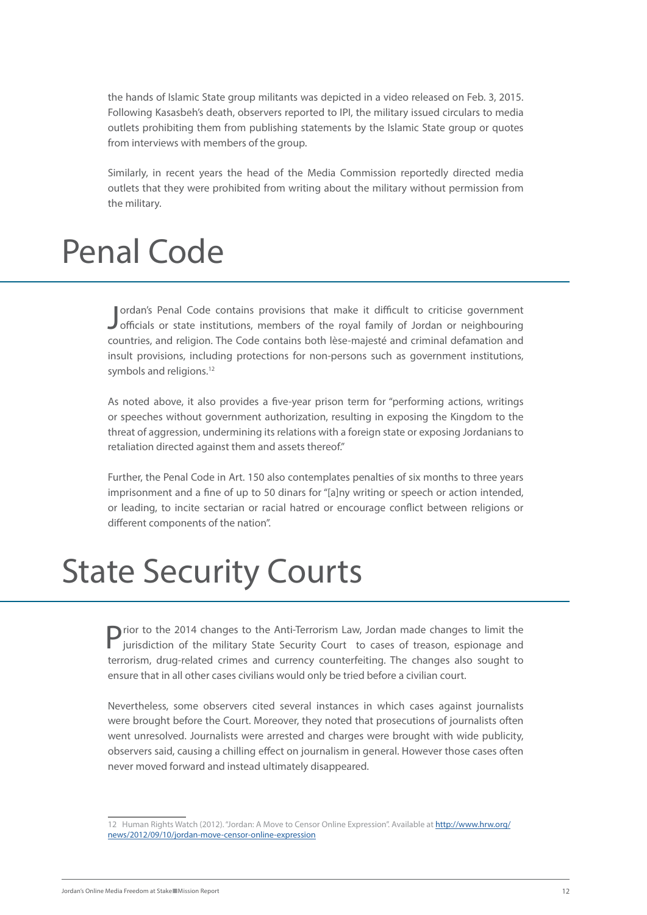the hands of Islamic State group militants was depicted in a video released on Feb. 3, 2015. Following Kasasbeh's death, observers reported to IPI, the military issued circulars to media outlets prohibiting them from publishing statements by the Islamic State group or quotes from interviews with members of the group.

Similarly, in recent years the head of the Media Commission reportedly directed media outlets that they were prohibited from writing about the military without permission from the military.

# Penal Code

Jordan's Penal Code contains provisions that make it difficult to criticise government officials or state institutions, members of the royal family of Jordan or neighbouring countries, and religion. The Code contains both lèse-majesté and criminal defamation and insult provisions, including protections for non-persons such as government institutions, symbols and religions.[12]

As noted above, it also provides a five-year prison term for "performing actions, writings or speeches without government authorization, resulting in exposing the Kingdom to the threat of aggression, undermining its relations with a foreign state or exposing Jordanians to retaliation directed against them and assets thereof."

Further, the Penal Code in Art. 150 also contemplates penalties of six months to three years imprisonment and a fine of up to 50 dinars for "[a]ny writing or speech or action intended, or leading, to incite sectarian or racial hatred or encourage conflict between religions or different components of the nation".

# State Security Courts

Prior to the 2014 changes to the Anti-Terrorism Law, Jordan made changes to limit the jurisdiction of the military State Security Court to cases of treason, espionage and terrorism, drug-related crimes and currency counterfeiting. The changes also sought to ensure that in all other cases civilians would only be tried before a civilian court.

Nevertheless, some observers cited several instances in which cases against journalists were brought before the Court. Moreover, they noted that prosecutions of journalists often went unresolved. Journalists were arrested and charges were brought with wide publicity, observers said, causing a chilling effect on journalism in general. However those cases often never moved forward and instead ultimately disappeared.

---

12 Human Rights Watch (2012). "Jordan: A Move to Censor Online Expression". Available at http://www.hrw.org/news/2012/09/10/jordan-move-censor-online-expression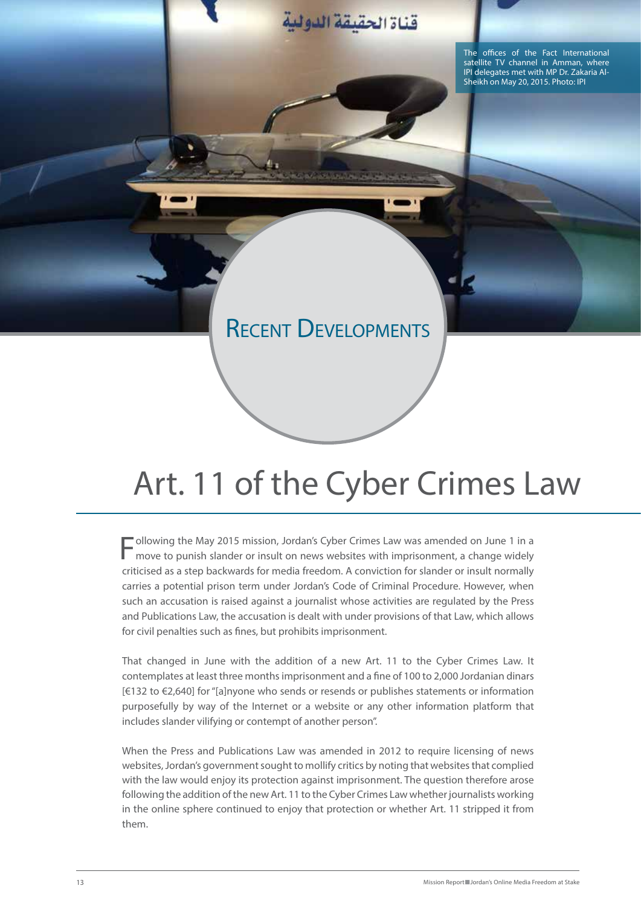The offices of the Fact International satellite TV channel in Amman, where IPI delegates met with MP Dr. Zakaria Al-Sheikh on May 20, 2015. Photo: IPI

# Recent Developments

## Art. 11 of the Cyber Crimes Law

Following the May 2015 mission, Jordan's Cyber Crimes Law was amended on June 1 in a move to punish slander or insult on news websites with imprisonment, a change widely criticised as a step backwards for media freedom. A conviction for slander or insult normally carries a potential prison term under Jordan's Code of Criminal Procedure. However, when such an accusation is raised against a journalist whose activities are regulated by the Press and Publications Law, the accusation is dealt with under provisions of that Law, which allows for civil penalties such as fines, but prohibits imprisonment.

That changed in June with the addition of a new Art. 11 to the Cyber Crimes Law. It contemplates at least three months imprisonment and a fine of 100 to 2,000 Jordanian dinars [€132 to €2,640] for "[a]nyone who sends or resends or publishes statements or information purposefully by way of the Internet or a website or any other information platform that includes slander vilifying or contempt of another person".

When the Press and Publications Law was amended in 2012 to require licensing of news websites, Jordan's government sought to mollify critics by noting that websites that complied with the law would enjoy its protection against imprisonment. The question therefore arose following the addition of the new Art. 11 to the Cyber Crimes Law whether journalists working in the online sphere continued to enjoy that protection or whether Art. 11 stripped it from them.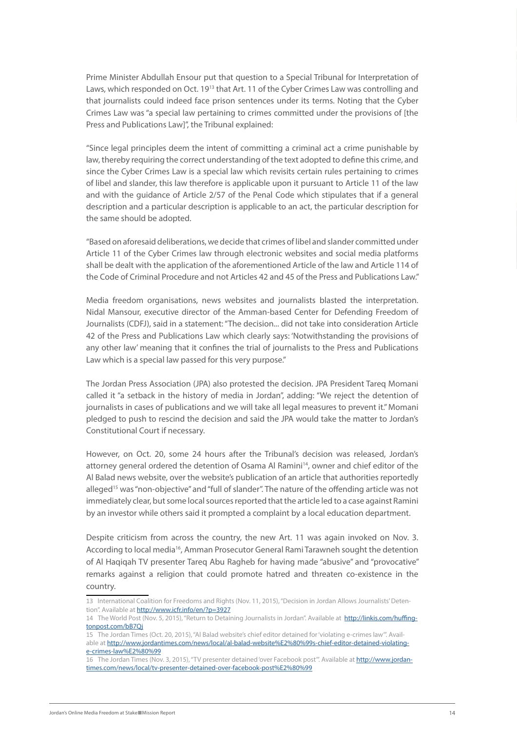Prime Minister Abdullah Ensour put that question to a Special Tribunal for Interpretation of Laws, which responded on Oct. 19[13] that Art. 11 of the Cyber Crimes Law was controlling and that journalists could indeed face prison sentences under its terms. Noting that the Cyber Crimes Law was "a special law pertaining to crimes committed under the provisions of [the Press and Publications Law]", the Tribunal explained:

"Since legal principles deem the intent of committing a criminal act a crime punishable by law, thereby requiring the correct understanding of the text adopted to define this crime, and since the Cyber Crimes Law is a special law which revisits certain rules pertaining to crimes of libel and slander, this law therefore is applicable upon it pursuant to Article 11 of the law and with the guidance of Article 2/57 of the Penal Code which stipulates that if a general description and a particular description is applicable to an act, the particular description for the same should be adopted.

"Based on aforesaid deliberations, we decide that crimes of libel and slander committed under Article 11 of the Cyber Crimes law through electronic websites and social media platforms shall be dealt with the application of the aforementioned Article of the law and Article 114 of the Code of Criminal Procedure and not Articles 42 and 45 of the Press and Publications Law."

Media freedom organisations, news websites and journalists blasted the interpretation. Nidal Mansour, executive director of the Amman-based Center for Defending Freedom of Journalists (CDFJ), said in a statement: "The decision... did not take into consideration Article 42 of the Press and Publications Law which clearly says: 'Notwithstanding the provisions of any other law' meaning that it confines the trial of journalists to the Press and Publications Law which is a special law passed for this very purpose."

The Jordan Press Association (JPA) also protested the decision. JPA President Tareq Momani called it "a setback in the history of media in Jordan", adding: "We reject the detention of journalists in cases of publications and we will take all legal measures to prevent it." Momani pledged to push to rescind the decision and said the JPA would take the matter to Jordan's Constitutional Court if necessary.

However, on Oct. 20, some 24 hours after the Tribunal's decision was released, Jordan's attorney general ordered the detention of Osama Al Ramini[14], owner and chief editor of the Al Balad news website, over the website's publication of an article that authorities reportedly alleged[15] was "non-objective" and "full of slander". The nature of the offending article was not immediately clear, but some local sources reported that the article led to a case against Ramini by an investor while others said it prompted a complaint by a local education department.

Despite criticism from across the country, the new Art. 11 was again invoked on Nov. 3. According to local media[16], Amman Prosecutor General Rami Tarawneh sought the detention of Al Haqiqah TV presenter Tareq Abu Ragheb for having made "abusive" and "provocative" remarks against a religion that could promote hatred and threaten co-existence in the country.

---

13 International Coalition for Freedoms and Rights (Nov. 11, 2015), "Decision in Jordan Allows Journalists' Detention". Available at http://www.icfr.info/en/?p=3927

14 The World Post (Nov. 5, 2015), "Return to Detaining Journalists in Jordan". Available at http://linkis.com/huffingtonpost.com/bB7Qj

15 The Jordan Times (Oct. 20, 2015), "Al Balad website's chief editor detained for 'violating e-crimes law'". Available at http://www.jordantimes.com/news/local/al-balad-website%E2%80%99s-chief-editor-detained-violating-e-crimes-law%E2%80%99

16 The Jordan Times (Nov. 3, 2015), "TV presenter detained 'over Facebook post'". Available at http://www.jordantimes.com/news/local/tv-presenter-detained-over-facebook-post%E2%80%99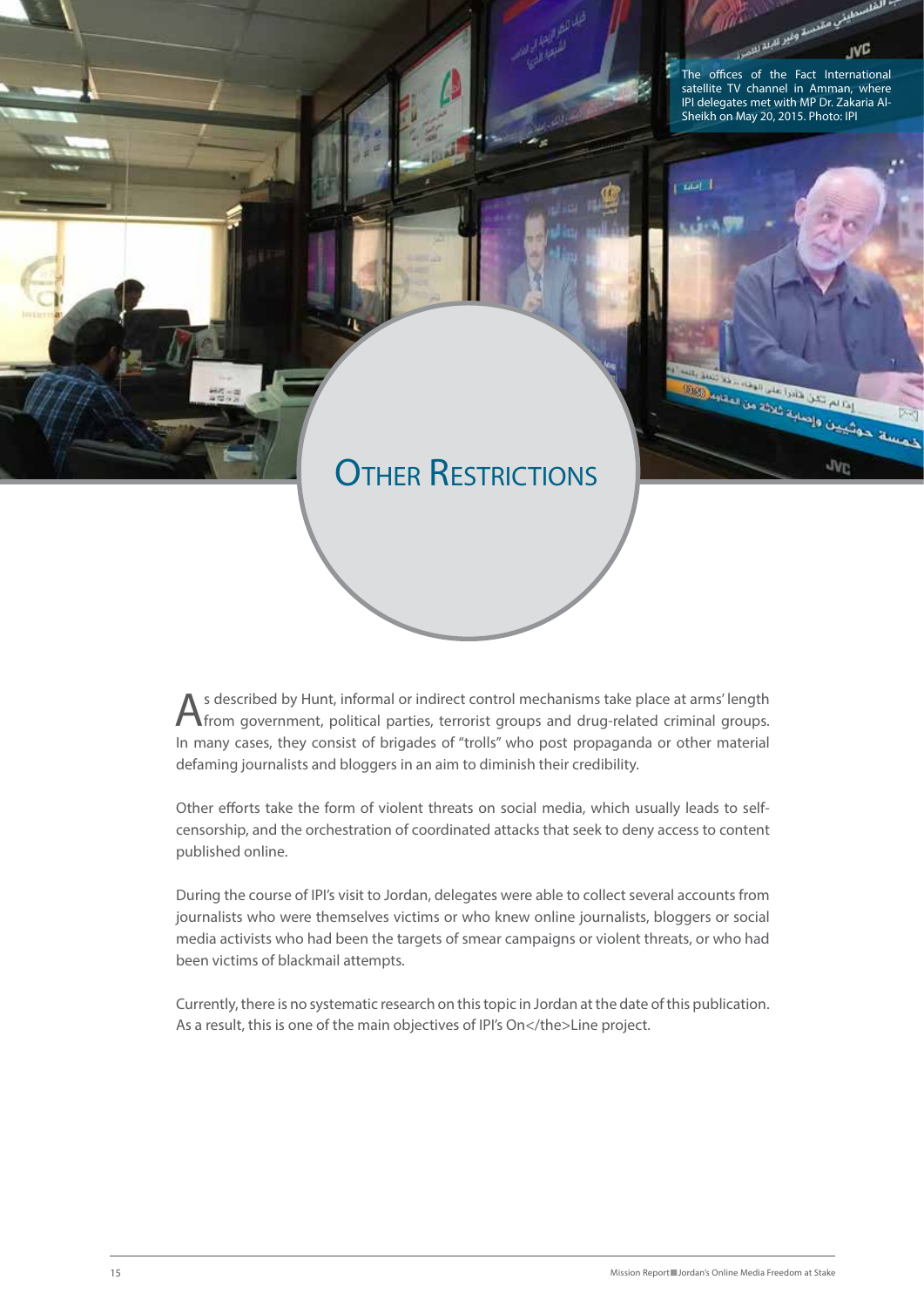The offices of the Fact International satellite TV channel in Amman, where IPI delegates met with MP Dr. Zakaria Al-Sheikh on May 20, 2015. Photo: IPI

# Other Restrictions

As described by Hunt, informal or indirect control mechanisms take place at arms' length from government, political parties, terrorist groups and drug-related criminal groups. In many cases, they consist of brigades of "trolls" who post propaganda or other material defaming journalists and bloggers in an aim to diminish their credibility.

Other efforts take the form of violent threats on social media, which usually leads to self-censorship, and the orchestration of coordinated attacks that seek to deny access to content published online.

During the course of IPI's visit to Jordan, delegates were able to collect several accounts from journalists who were themselves victims or who knew online journalists, bloggers or social media activists who had been the targets of smear campaigns or violent threats, or who had been victims of blackmail attempts.

Currently, there is no systematic research on this topic in Jordan at the date of this publication. As a result, this is one of the main objectives of IPI's On</the>Line project.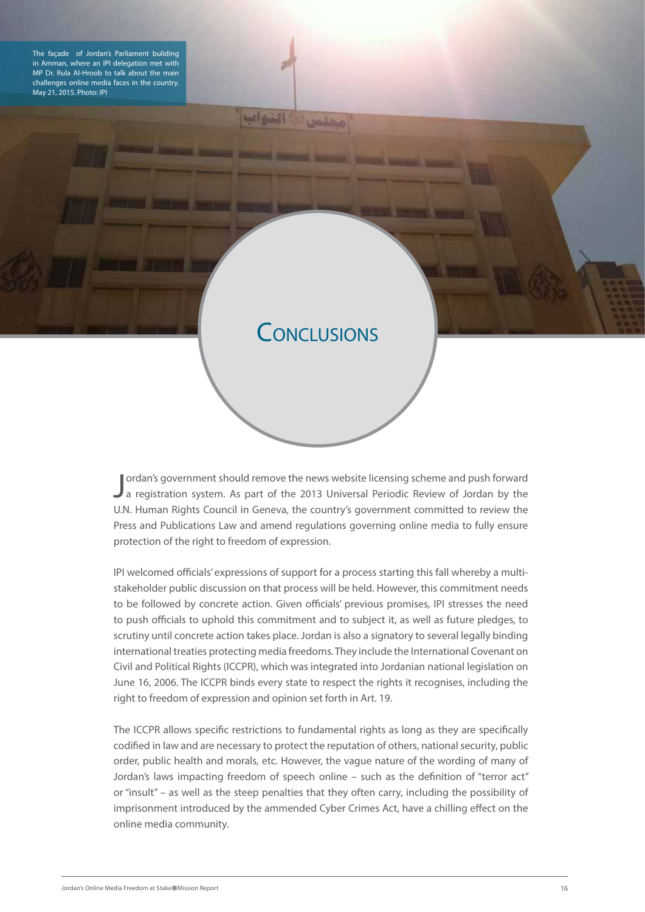The façade of Jordan's Parliament buliding in Amman, where an IPI delegation met with MP Dr. Rula Al-Hroob to talk about the main challenges online media faces in the country. May 21, 2015. Photo: IPI

# Conclusions

Jordan's government should remove the news website licensing scheme and push forward a registration system. As part of the 2013 Universal Periodic Review of Jordan by the U.N. Human Rights Council in Geneva, the country's government committed to review the Press and Publications Law and amend regulations governing online media to fully ensure protection of the right to freedom of expression.

IPI welcomed officials' expressions of support for a process starting this fall whereby a multi-stakeholder public discussion on that process will be held. However, this commitment needs to be followed by concrete action. Given officials' previous promises, IPI stresses the need to push officials to uphold this commitment and to subject it, as well as future pledges, to scrutiny until concrete action takes place. Jordan is also a signatory to several legally binding international treaties protecting media freedoms. They include the International Covenant on Civil and Political Rights (ICCPR), which was integrated into Jordanian national legislation on June 16, 2006. The ICCPR binds every state to respect the rights it recognises, including the right to freedom of expression and opinion set forth in Art. 19.

The ICCPR allows specific restrictions to fundamental rights as long as they are specifically codified in law and are necessary to protect the reputation of others, national security, public order, public health and morals, etc. However, the vague nature of the wording of many of Jordan's laws impacting freedom of speech online – such as the definition of "terror act" or "insult" – as well as the steep penalties that they often carry, including the possibility of imprisonment introduced by the ammended Cyber Crimes Act, have a chilling effect on the online media community.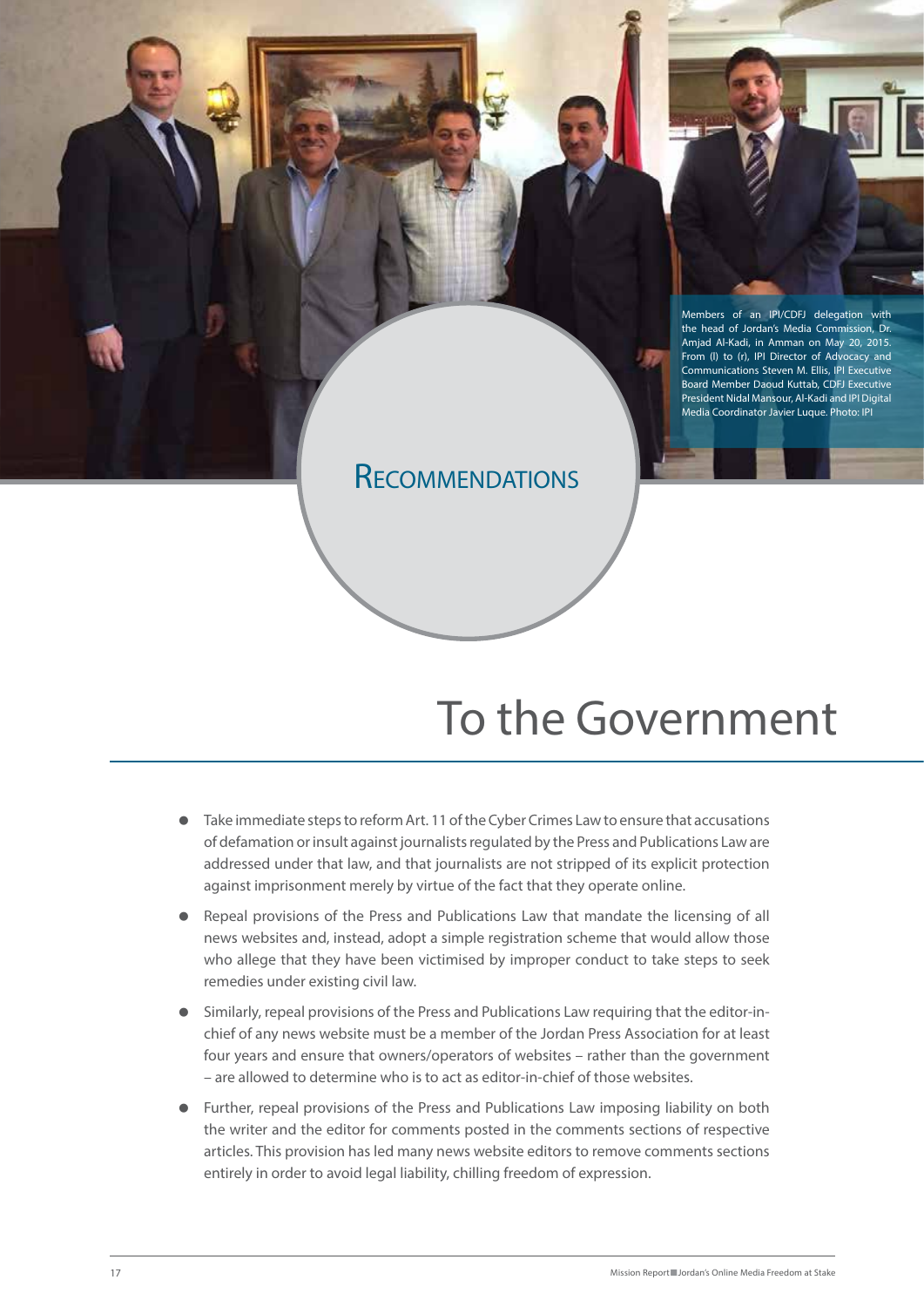Members of an IPI/CDFJ delegation with the head of Jordan's Media Commission, Dr. Amjad Al-Kadi, in Amman on May 20, 2015. From (l) to (r), IPI Director of Advocacy and Communications Steven M. Ellis, IPI Executive Board Member Daoud Kuttab, CDFJ Executive President Nidal Mansour, Al-Kadi and IPI Digital Media Coordinator Javier Luque. Photo: IPI

# Recommendations

## To the Government

- Take immediate steps to reform Art. 11 of the Cyber Crimes Law to ensure that accusations of defamation or insult against journalists regulated by the Press and Publications Law are addressed under that law, and that journalists are not stripped of its explicit protection against imprisonment merely by virtue of the fact that they operate online.
- Repeal provisions of the Press and Publications Law that mandate the licensing of all news websites and, instead, adopt a simple registration scheme that would allow those who allege that they have been victimised by improper conduct to take steps to seek remedies under existing civil law.
- Similarly, repeal provisions of the Press and Publications Law requiring that the editor-in-chief of any news website must be a member of the Jordan Press Association for at least four years and ensure that owners/operators of websites – rather than the government – are allowed to determine who is to act as editor-in-chief of those websites.
- Further, repeal provisions of the Press and Publications Law imposing liability on both the writer and the editor for comments posted in the comments sections of respective articles. This provision has led many news website editors to remove comments sections entirely in order to avoid legal liability, chilling freedom of expression.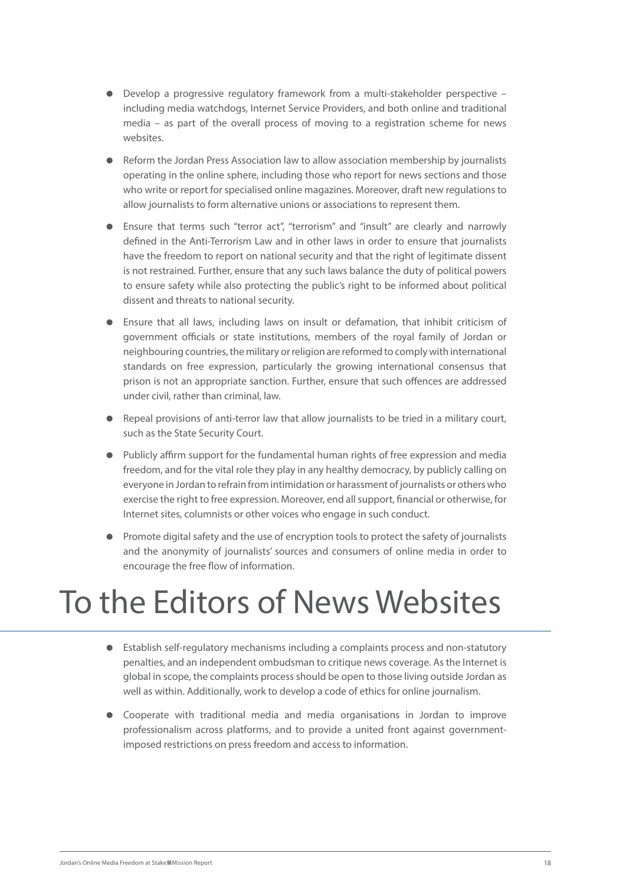- Develop a progressive regulatory framework from a multi-stakeholder perspective – including media watchdogs, Internet Service Providers, and both online and traditional media – as part of the overall process of moving to a registration scheme for news websites.
- Reform the Jordan Press Association law to allow association membership by journalists operating in the online sphere, including those who report for news sections and those who write or report for specialised online magazines. Moreover, draft new regulations to allow journalists to form alternative unions or associations to represent them.
- Ensure that terms such "terror act", "terrorism" and "insult" are clearly and narrowly defined in the Anti-Terrorism Law and in other laws in order to ensure that journalists have the freedom to report on national security and that the right of legitimate dissent is not restrained. Further, ensure that any such laws balance the duty of political powers to ensure safety while also protecting the public's right to be informed about political dissent and threats to national security.
- Ensure that all laws, including laws on insult or defamation, that inhibit criticism of government officials or state institutions, members of the royal family of Jordan or neighbouring countries, the military or religion are reformed to comply with international standards on free expression, particularly the growing international consensus that prison is not an appropriate sanction. Further, ensure that such offences are addressed under civil, rather than criminal, law.
- Repeal provisions of anti-terror law that allow journalists to be tried in a military court, such as the State Security Court.
- Publicly affirm support for the fundamental human rights of free expression and media freedom, and for the vital role they play in any healthy democracy, by publicly calling on everyone in Jordan to refrain from intimidation or harassment of journalists or others who exercise the right to free expression. Moreover, end all support, financial or otherwise, for Internet sites, columnists or other voices who engage in such conduct.
- Promote digital safety and the use of encryption tools to protect the safety of journalists and the anonymity of journalists' sources and consumers of online media in order to encourage the free flow of information.

# To the Editors of News Websites

- Establish self-regulatory mechanisms including a complaints process and non-statutory penalties, and an independent ombudsman to critique news coverage. As the Internet is global in scope, the complaints process should be open to those living outside Jordan as well as within. Additionally, work to develop a code of ethics for online journalism.
- Cooperate with traditional media and media organisations in Jordan to improve professionalism across platforms, and to provide a united front against government-imposed restrictions on press freedom and access to information.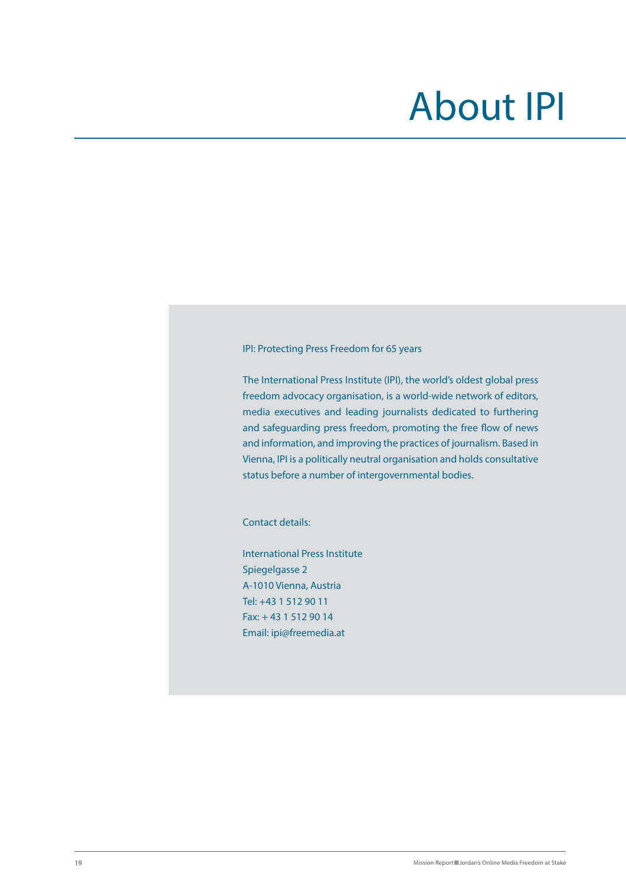# About IPI

IPI: Protecting Press Freedom for 65 years

The International Press Institute (IPI), the world's oldest global press freedom advocacy organisation, is a world-wide network of editors, media executives and leading journalists dedicated to furthering and safeguarding press freedom, promoting the free flow of news and information, and improving the practices of journalism. Based in Vienna, IPI is a politically neutral organisation and holds consultative status before a number of intergovernmental bodies.

Contact details:

International Press Institute
Spiegelgasse 2
A-1010 Vienna, Austria
Tel: +43 1 512 90 11
Fax: + 43 1 512 90 14
Email: ipi@freemedia.at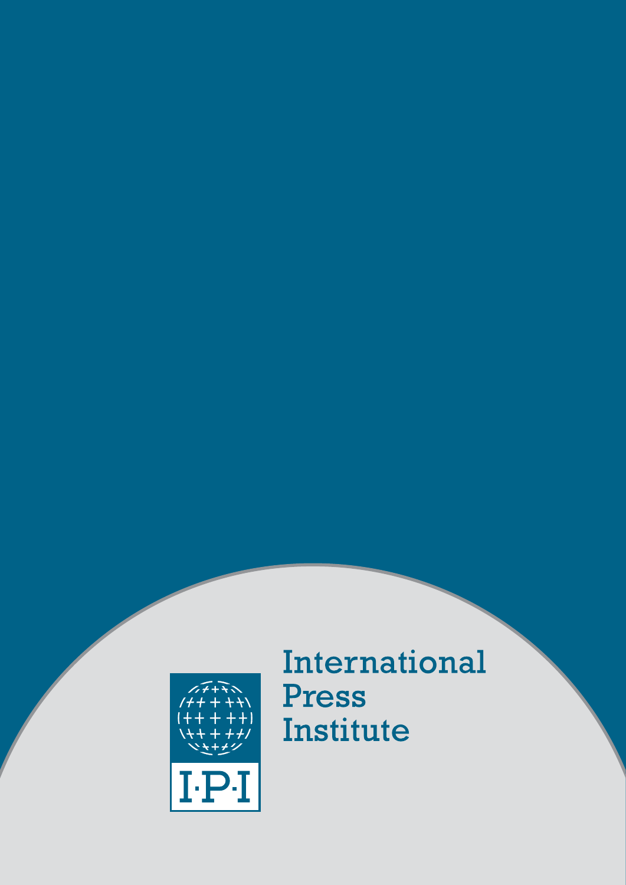I·P·I

International
Press
Institute